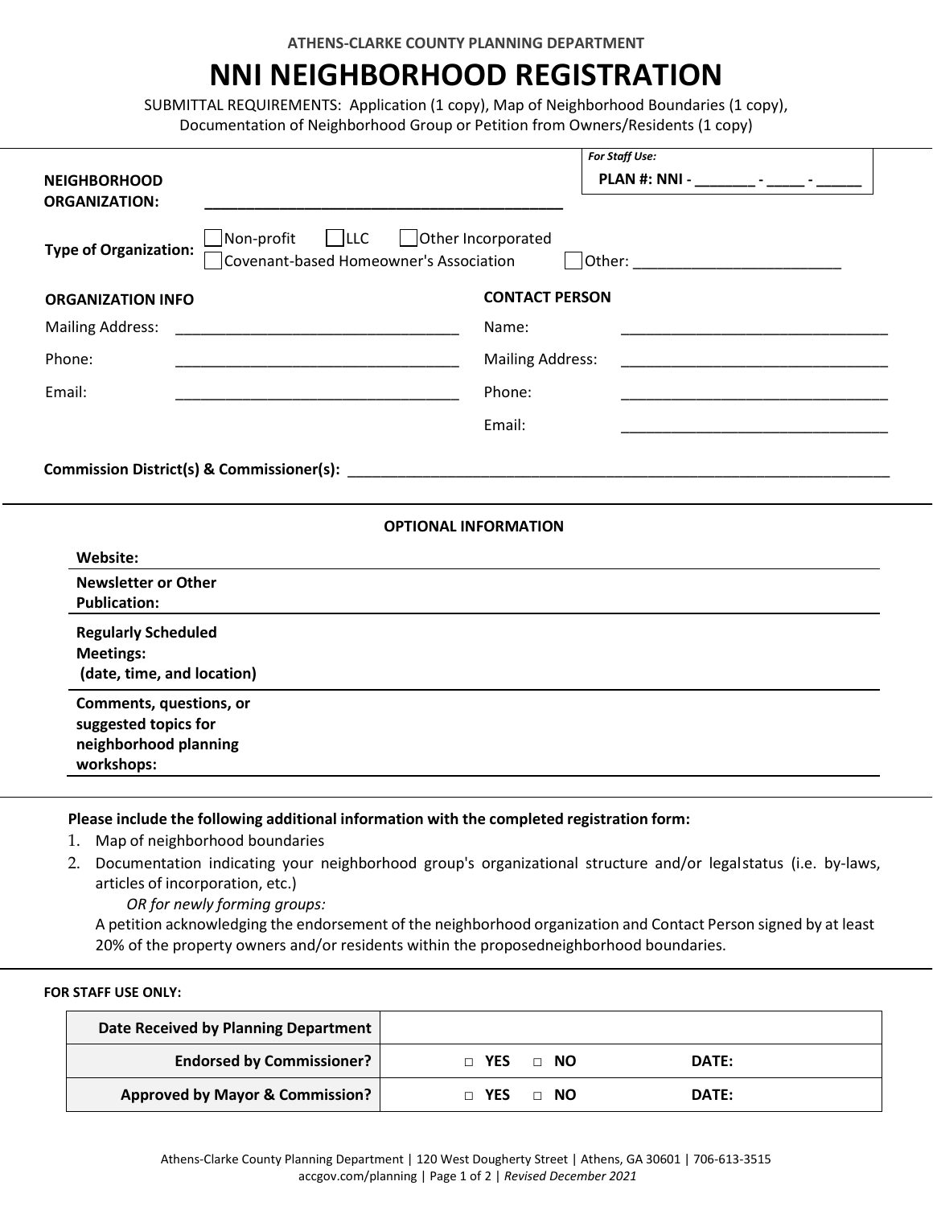ATHENS-CLARKE COUNTY PLANNING DEPARTMENT

# NNI NEIGHBORHOOD REGISTRATION

SUBMITTAL REQUIREMENTS: Application (1 copy), Map of Neighborhood Boundaries (1 copy), Documentation of Neighborhood Group or Petition from Owners/Residents (1 copy)

*For Staff Use:*
**PLAN #: NNI - _______ - _____ - _____**

**NEIGHBORHOOD ORGANIZATION:** ____________________________________________

**Type of Organization:** ☐ Non-profit ☐ LLC ☐ Other Incorporated ☐ Covenant-based Homeowner's Association ☐ Other: _________________________

**ORGANIZATION INFO**

Mailing Address: ___________________________________

Phone: ___________________________________

Email: ___________________________________

**CONTACT PERSON**

Name: _________________________________

Mailing Address: _________________________________

Phone: _________________________________

Email: _________________________________

**Commission District(s) & Commissioner(s):** ____________________________________________________________________

**OPTIONAL INFORMATION**

| | |
|---|---|
| **Website:** | |
| **Newsletter or Other Publication:** | |
| **Regularly Scheduled Meetings:** (date, time, and location) | |
| **Comments, questions, or suggested topics for neighborhood planning workshops:** | |

**Please include the following additional information with the completed registration form:**

1. Map of neighborhood boundaries
2. Documentation indicating your neighborhood group's organizational structure and/or legal status (i.e. by-laws, articles of incorporation, etc.)
   *OR for newly forming groups:*
   A petition acknowledging the endorsement of the neighborhood organization and Contact Person signed by at least 20% of the property owners and/or residents within the proposed neighborhood boundaries.

**FOR STAFF USE ONLY:**

| | | |
|---|---|---|
| **Date Received by Planning Department** | | |
| **Endorsed by Commissioner?** | □ **YES** □ **NO** | **DATE:** |
| **Approved by Mayor & Commission?** | □ **YES** □ **NO** | **DATE:** |

Athens-Clarke County Planning Department | 120 West Dougherty Street | Athens, GA 30601 | 706-613-3515
accgov.com/planning | *Revised December 2021*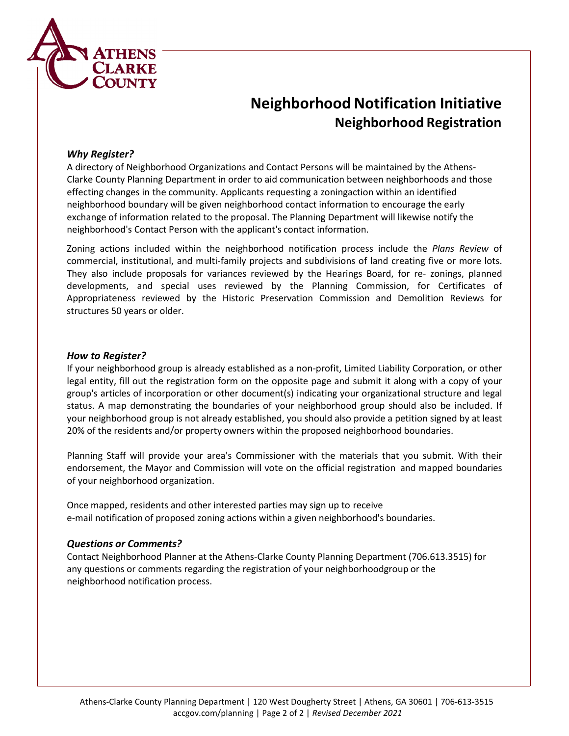# Neighborhood Notification Initiative

## Neighborhood Registration

### *Why Register?*

A directory of Neighborhood Organizations and Contact Persons will be maintained by the Athens-Clarke County Planning Department in order to aid communication between neighborhoods and those effecting changes in the community. Applicants requesting a zoningaction within an identified neighborhood boundary will be given neighborhood contact information to encourage the early exchange of information related to the proposal. The Planning Department will likewise notify the neighborhood's Contact Person with the applicant's contact information.

Zoning actions included within the neighborhood notification process include the *Plans Review* of commercial, institutional, and multi-family projects and subdivisions of land creating five or more lots. They also include proposals for variances reviewed by the Hearings Board, for re- zonings, planned developments, and special uses reviewed by the Planning Commission, for Certificates of Appropriateness reviewed by the Historic Preservation Commission and Demolition Reviews for structures 50 years or older.

### *How to Register?*

If your neighborhood group is already established as a non-profit, Limited Liability Corporation, or other legal entity, fill out the registration form on the opposite page and submit it along with a copy of your group's articles of incorporation or other document(s) indicating your organizational structure and legal status. A map demonstrating the boundaries of your neighborhood group should also be included. If your neighborhood group is not already established, you should also provide a petition signed by at least 20% of the residents and/or property owners within the proposed neighborhood boundaries.

Planning Staff will provide your area's Commissioner with the materials that you submit. With their endorsement, the Mayor and Commission will vote on the official registration and mapped boundaries of your neighborhood organization.

Once mapped, residents and other interested parties may sign up to receive e-mail notification of proposed zoning actions within a given neighborhood's boundaries.

### *Questions or Comments?*

Contact Neighborhood Planner at the Athens-Clarke County Planning Department (706.613.3515) for any questions or comments regarding the registration of your neighborhoodgroup or the neighborhood notification process.